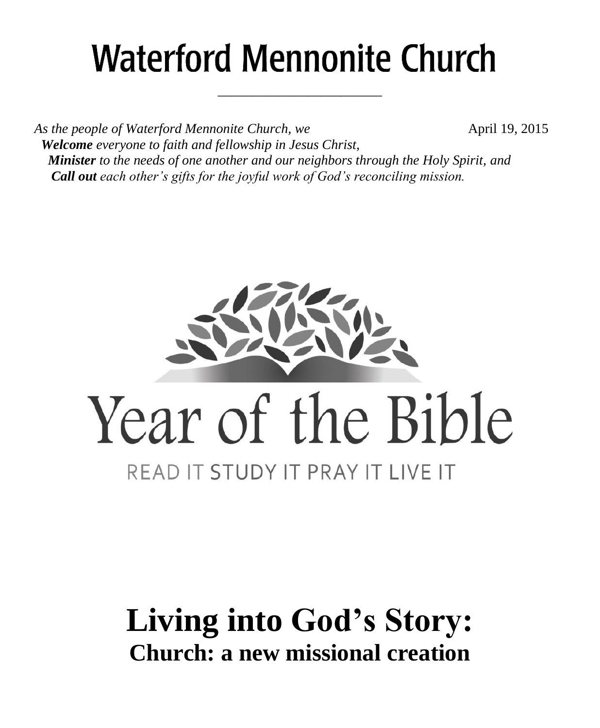# Waterford Mennonite Church

*As the people of Waterford Mennonite Church, we* April 19, 2015

***Welcome*** *everyone to faith and fellowship in Jesus Christ,*

***Minister*** *to the needs of one another and our neighbors through the Holy Spirit, and*

***Call out*** *each other's gifts for the joyful work of God's reconciling mission.*

Year of the Bible

READ IT STUDY IT PRAY IT LIVE IT

# Living into God's Story:

## Church: a new missional creation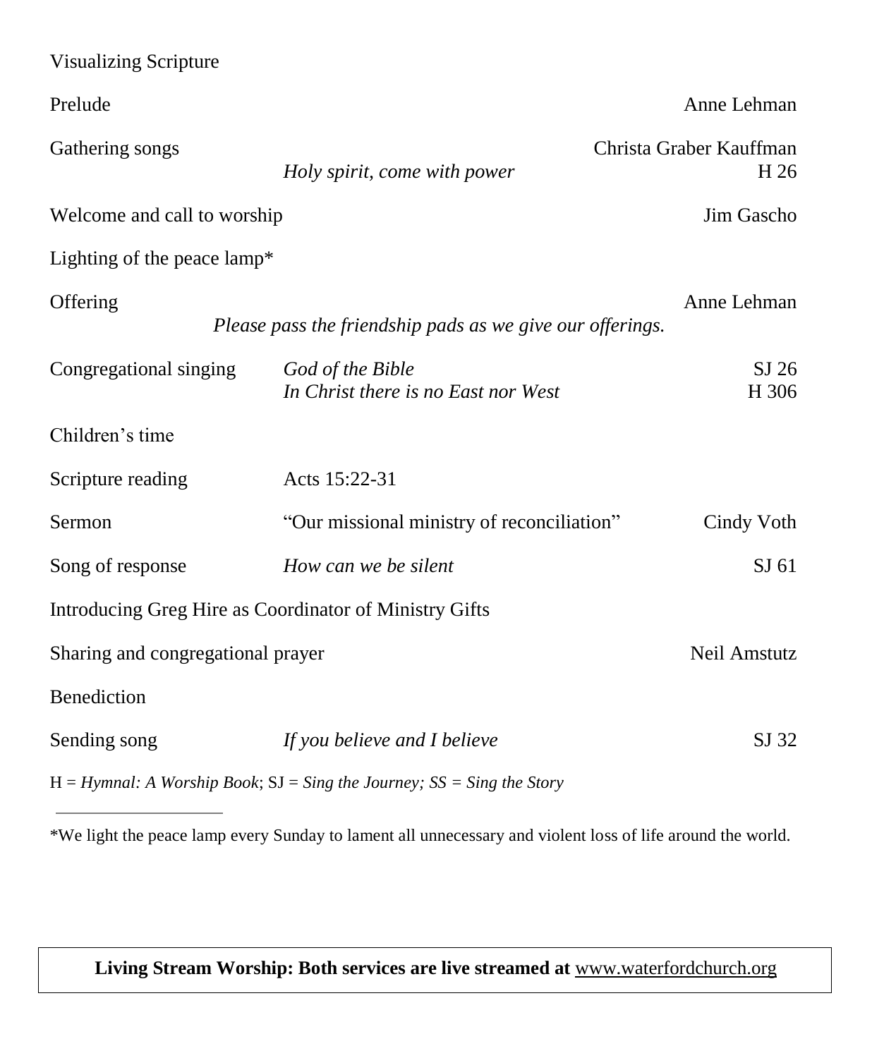Visualizing Scripture

| | | |
|---|---|---|
| Prelude | | Anne Lehman |
| Gathering songs | *Holy spirit, come with power* | Christa Graber Kauffman<br>H 26 |
| Welcome and call to worship | | Jim Gascho |
| Lighting of the peace lamp* | | |
| Offering | *Please pass the friendship pads as we give our offerings.* | Anne Lehman |
| Congregational singing | *God of the Bible*<br>*In Christ there is no East nor West* | SJ 26<br>H 306 |
| Children's time | | |
| Scripture reading | Acts 15:22-31 | |
| Sermon | "Our missional ministry of reconciliation" | Cindy Voth |
| Song of response | *How can we be silent* | SJ 61 |
| Introducing Greg Hire as Coordinator of Ministry Gifts | | |
| Sharing and congregational prayer | | Neil Amstutz |
| Benediction | | |
| Sending song | *If you believe and I believe* | SJ 32 |

H = *Hymnal: A Worship Book*; SJ = *Sing the Journey; SS = Sing the Story*

---

*We light the peace lamp every Sunday to lament all unnecessary and violent loss of life around the world.

**Living Stream Worship: Both services are live streamed at** www.waterfordchurch.org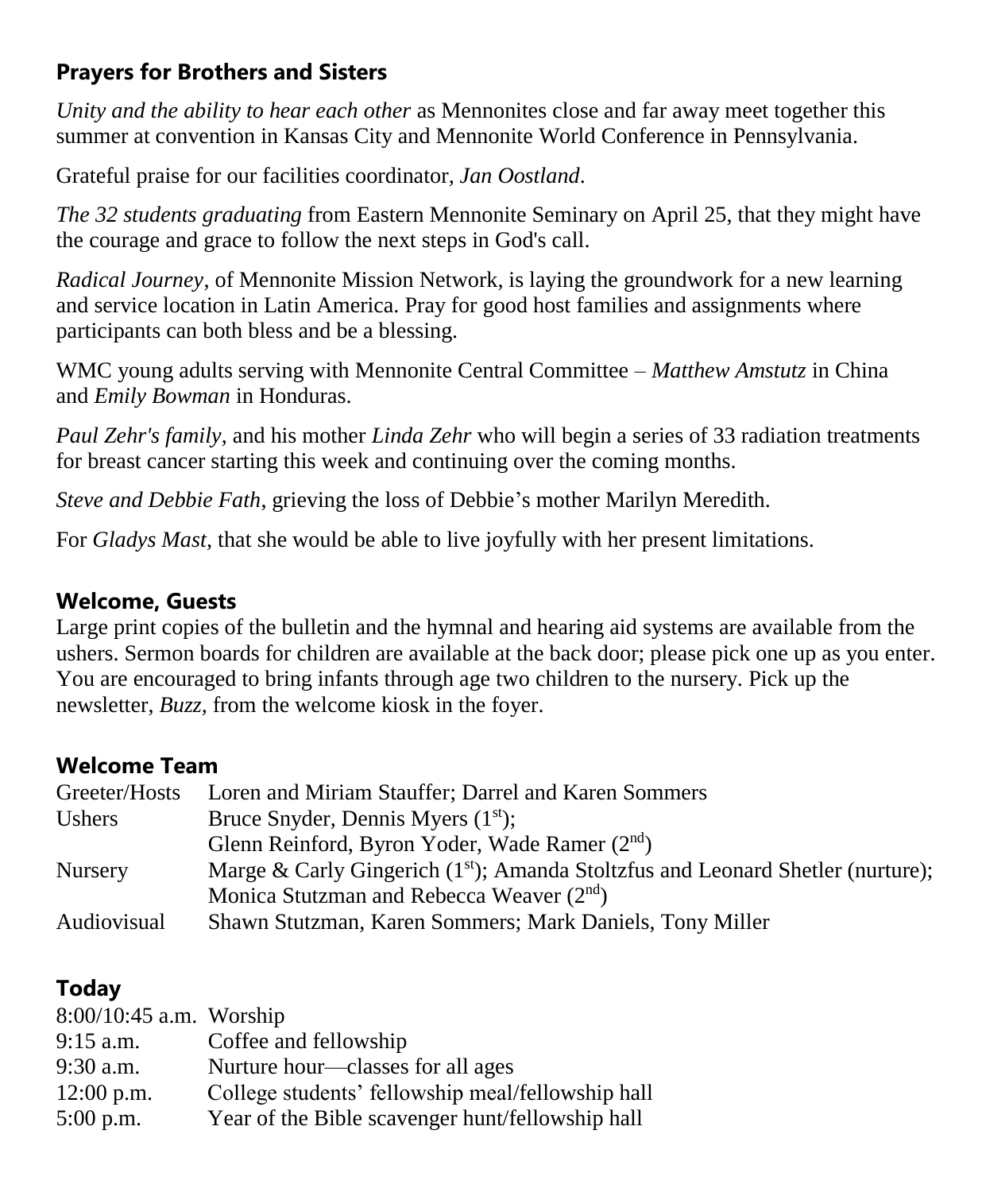## Prayers for Brothers and Sisters

*Unity and the ability to hear each other* as Mennonites close and far away meet together this summer at convention in Kansas City and Mennonite World Conference in Pennsylvania.

Grateful praise for our facilities coordinator, *Jan Oostland*.

*The 32 students graduating* from Eastern Mennonite Seminary on April 25, that they might have the courage and grace to follow the next steps in God's call.

*Radical Journey*, of Mennonite Mission Network, is laying the groundwork for a new learning and service location in Latin America. Pray for good host families and assignments where participants can both bless and be a blessing.

WMC young adults serving with Mennonite Central Committee – *Matthew Amstutz* in China and *Emily Bowman* in Honduras.

*Paul Zehr's family*, and his mother *Linda Zehr* who will begin a series of 33 radiation treatments for breast cancer starting this week and continuing over the coming months.

*Steve and Debbie Fath*, grieving the loss of Debbie's mother Marilyn Meredith.

For *Gladys Mast,* that she would be able to live joyfully with her present limitations.

## Welcome, Guests

Large print copies of the bulletin and the hymnal and hearing aid systems are available from the ushers. Sermon boards for children are available at the back door; please pick one up as you enter. You are encouraged to bring infants through age two children to the nursery. Pick up the newsletter, *Buzz,* from the welcome kiosk in the foyer.

## Welcome Team

| | |
|---|---|
| Greeter/Hosts | Loren and Miriam Stauffer; Darrel and Karen Sommers |
| Ushers | Bruce Snyder, Dennis Myers (1st); Glenn Reinford, Byron Yoder, Wade Ramer (2nd) |
| Nursery | Marge & Carly Gingerich (1st); Amanda Stoltzfus and Leonard Shetler (nurture); Monica Stutzman and Rebecca Weaver (2nd) |
| Audiovisual | Shawn Stutzman, Karen Sommers; Mark Daniels, Tony Miller |

## Today

| | |
|---|---|
| 8:00/10:45 a.m. | Worship |
| 9:15 a.m. | Coffee and fellowship |
| 9:30 a.m. | Nurture hour—classes for all ages |
| 12:00 p.m. | College students' fellowship meal/fellowship hall |
| 5:00 p.m. | Year of the Bible scavenger hunt/fellowship hall |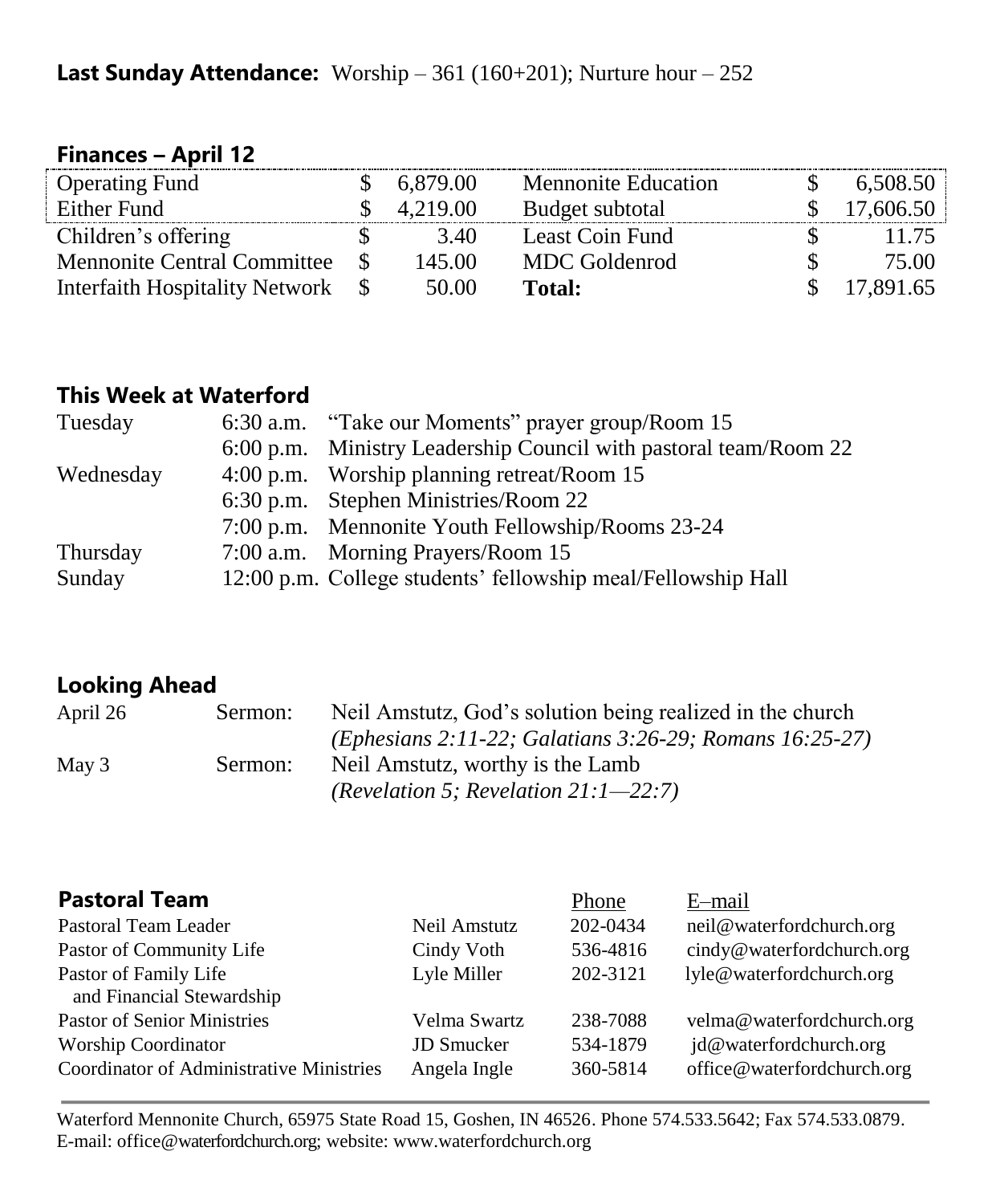**Last Sunday Attendance:** Worship – 361 (160+201); Nurture hour – 252

## Finances – April 12

| | | | | | |
|---|---|---|---|---|---|
| Operating Fund | $ | 6,879.00 | Mennonite Education | $ | 6,508.50 |
| Either Fund | $ | 4,219.00 | Budget subtotal | $ | 17,606.50 |
| Children's offering | $ | 3.40 | Least Coin Fund | $ | 11.75 |
| Mennonite Central Committee | $ | 145.00 | MDC Goldenrod | $ | 75.00 |
| Interfaith Hospitality Network | $ | 50.00 | **Total:** | $ | 17,891.65 |

## This Week at Waterford

| | | |
|---|---|---|
| Tuesday | 6:30 a.m. | "Take our Moments" prayer group/Room 15 |
| | 6:00 p.m. | Ministry Leadership Council with pastoral team/Room 22 |
| Wednesday | 4:00 p.m. | Worship planning retreat/Room 15 |
| | 6:30 p.m. | Stephen Ministries/Room 22 |
| | 7:00 p.m. | Mennonite Youth Fellowship/Rooms 23-24 |
| Thursday | 7:00 a.m. | Morning Prayers/Room 15 |
| Sunday | 12:00 p.m. | College students' fellowship meal/Fellowship Hall |

## Looking Ahead

| | | |
|---|---|---|
| April 26 | Sermon: | Neil Amstutz, God's solution being realized in the church *(Ephesians 2:11-22; Galatians 3:26-29; Romans 16:25-27)* |
| May 3 | Sermon: | Neil Amstutz, worthy is the Lamb *(Revelation 5; Revelation 21:1—22:7)* |

## Pastoral Team

| | | Phone | E–mail |
|---|---|---|---|
| Pastoral Team Leader | Neil Amstutz | 202-0434 | neil@waterfordchurch.org |
| Pastor of Community Life | Cindy Voth | 536-4816 | cindy@waterfordchurch.org |
| Pastor of Family Life and Financial Stewardship | Lyle Miller | 202-3121 | lyle@waterfordchurch.org |
| Pastor of Senior Ministries | Velma Swartz | 238-7088 | velma@waterfordchurch.org |
| Worship Coordinator | JD Smucker | 534-1879 | jd@waterfordchurch.org |
| Coordinator of Administrative Ministries | Angela Ingle | 360-5814 | office@waterfordchurch.org |

Waterford Mennonite Church, 65975 State Road 15, Goshen, IN 46526. Phone 574.533.5642; Fax 574.533.0879. E-mail: office@waterfordchurch.org; website: www.waterfordchurch.org